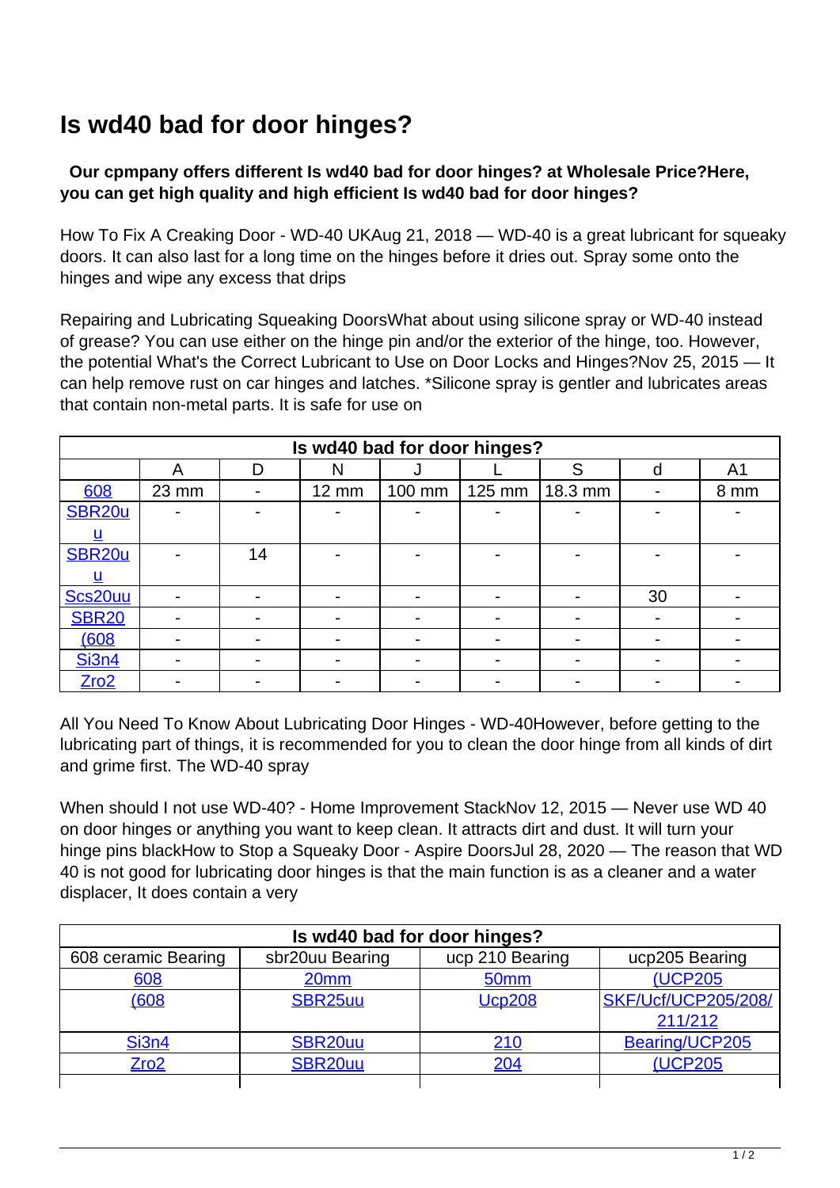# Is wd40 bad for door hinges?

**Our cpmpany offers different Is wd40 bad for door hinges? at Wholesale Price?Here, you can get high quality and high efficient Is wd40 bad for door hinges?**

How To Fix A Creaking Door - WD-40 UKAug 21, 2018 — WD-40 is a great lubricant for squeaky doors. It can also last for a long time on the hinges before it dries out. Spray some onto the hinges and wipe any excess that drips

Repairing and Lubricating Squeaking DoorsWhat about using silicone spray or WD-40 instead of grease? You can use either on the hinge pin and/or the exterior of the hinge, too. However, the potential What's the Correct Lubricant to Use on Door Locks and Hinges?Nov 25, 2015 — It can help remove rust on car hinges and latches. *Silicone spray is gentler and lubricates areas that contain non-metal parts. It is safe for use on

| Is wd40 bad for door hinges? | | | | | | | | |
|---|---|---|---|---|---|---|---|---|
| | A | D | N | J | L | S | d | A1 |
| 608 | 23 mm | - | 12 mm | 100 mm | 125 mm | 18.3 mm | - | 8 mm |
| SBR20uu | - | - | - | - | - | - | - | - |
| SBR20uu | - | 14 | - | - | - | - | - | - |
| Scs20uu | - | - | - | - | - | - | 30 | - |
| SBR20 | - | - | - | - | - | - | - | - |
| (608 | - | - | - | - | - | - | - | - |
| Si3n4 | - | - | - | - | - | - | - | - |
| Zro2 | - | - | - | - | - | - | - | - |

All You Need To Know About Lubricating Door Hinges - WD-40However, before getting to the lubricating part of things, it is recommended for you to clean the door hinge from all kinds of dirt and grime first. The WD-40 spray

When should I not use WD-40? - Home Improvement StackNov 12, 2015 — Never use WD 40 on door hinges or anything you want to keep clean. It attracts dirt and dust. It will turn your hinge pins blackHow to Stop a Squeaky Door - Aspire DoorsJul 28, 2020 — The reason that WD 40 is not good for lubricating door hinges is that the main function is as a cleaner and a water displacer, It does contain a very

| Is wd40 bad for door hinges? | | | |
|---|---|---|---|
| 608 ceramic Bearing | sbr20uu Bearing | ucp 210 Bearing | ucp205 Bearing |
| 608 | 20mm | 50mm | (UCP205 |
| (608 | SBR25uu | Ucp208 | SKF/Ucf/UCP205/208/211/212 |
| Si3n4 | SBR20uu | 210 | Bearing/UCP205 |
| Zro2 | SBR20uu | 204 | (UCP205 |
| | | | |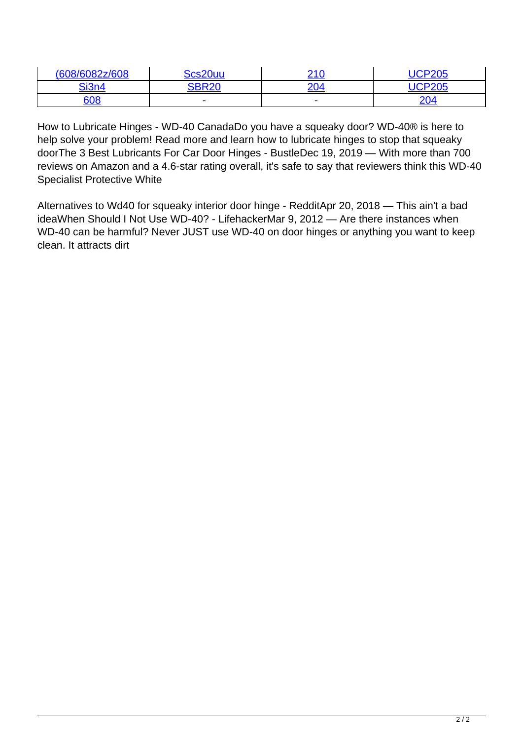| | | | |
|---|---|---|---|
| (608/6082z/608 | Scs20uu | 210 | UCP205 |
| Si3n4 | SBR20 | 204 | UCP205 |
| 608 | - | - | 204 |

How to Lubricate Hinges - WD-40 CanadaDo you have a squeaky door? WD-40® is here to help solve your problem! Read more and learn how to lubricate hinges to stop that squeaky doorThe 3 Best Lubricants For Car Door Hinges - BustleDec 19, 2019 — With more than 700 reviews on Amazon and a 4.6-star rating overall, it's safe to say that reviewers think this WD-40 Specialist Protective White

Alternatives to Wd40 for squeaky interior door hinge - RedditApr 20, 2018 — This ain't a bad ideaWhen Should I Not Use WD-40? - LifehackerMar 9, 2012 — Are there instances when WD-40 can be harmful? Never JUST use WD-40 on door hinges or anything you want to keep clean. It attracts dirt